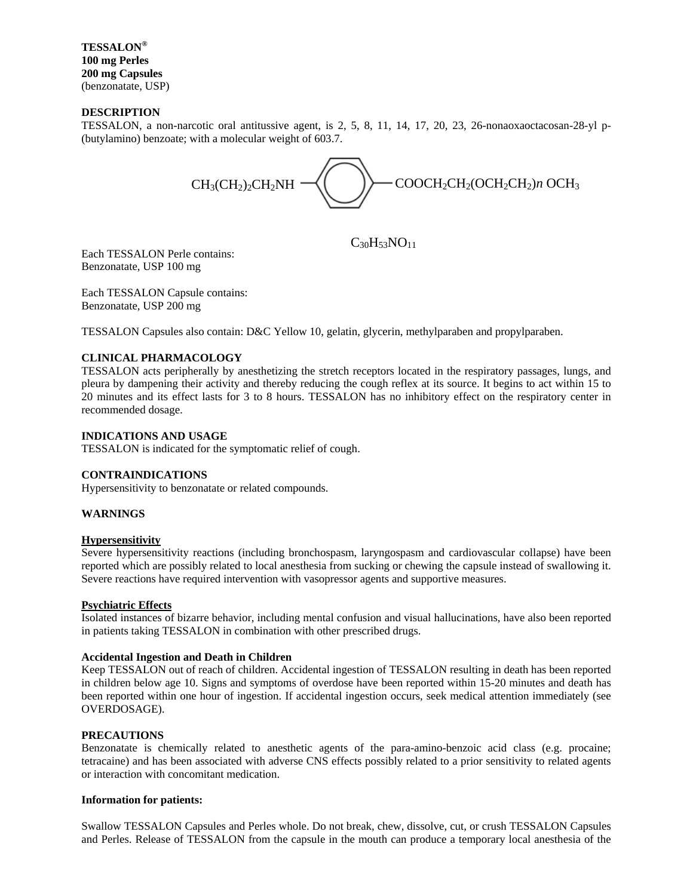**TESSALON®**
**100 mg Perles**
**200 mg Capsules**
(benzonatate, USP)

## DESCRIPTION

TESSALON, a non-narcotic oral antitussive agent, is 2, 5, 8, 11, 14, 17, 20, 23, 26-nonaoxaoctacosan-28-yl p-(butylamino) benzoate; with a molecular weight of 603.7.

$CH_3(CH_2)_2CH_2NH$ — (benzene ring) — $COOCH_2CH_2(OCH_2CH_2)_n\ OCH_3$

$C_{30}H_{53}NO_{11}$

Each TESSALON Perle contains:
Benzonatate, USP 100 mg

Each TESSALON Capsule contains:
Benzonatate, USP 200 mg

TESSALON Capsules also contain: D&C Yellow 10, gelatin, glycerin, methylparaben and propylparaben.

## CLINICAL PHARMACOLOGY

TESSALON acts peripherally by anesthetizing the stretch receptors located in the respiratory passages, lungs, and pleura by dampening their activity and thereby reducing the cough reflex at its source. It begins to act within 15 to 20 minutes and its effect lasts for 3 to 8 hours. TESSALON has no inhibitory effect on the respiratory center in recommended dosage.

## INDICATIONS AND USAGE

TESSALON is indicated for the symptomatic relief of cough.

## CONTRAINDICATIONS

Hypersensitivity to benzonatate or related compounds.

## WARNINGS

### Hypersensitivity

Severe hypersensitivity reactions (including bronchospasm, laryngospasm and cardiovascular collapse) have been reported which are possibly related to local anesthesia from sucking or chewing the capsule instead of swallowing it. Severe reactions have required intervention with vasopressor agents and supportive measures.

### Psychiatric Effects

Isolated instances of bizarre behavior, including mental confusion and visual hallucinations, have also been reported in patients taking TESSALON in combination with other prescribed drugs.

### Accidental Ingestion and Death in Children

Keep TESSALON out of reach of children. Accidental ingestion of TESSALON resulting in death has been reported in children below age 10. Signs and symptoms of overdose have been reported within 15-20 minutes and death has been reported within one hour of ingestion. If accidental ingestion occurs, seek medical attention immediately (see OVERDOSAGE).

## PRECAUTIONS

Benzonatate is chemically related to anesthetic agents of the para-amino-benzoic acid class (e.g. procaine; tetracaine) and has been associated with adverse CNS effects possibly related to a prior sensitivity to related agents or interaction with concomitant medication.

### Information for patients:

Swallow TESSALON Capsules and Perles whole. Do not break, chew, dissolve, cut, or crush TESSALON Capsules and Perles. Release of TESSALON from the capsule in the mouth can produce a temporary local anesthesia of the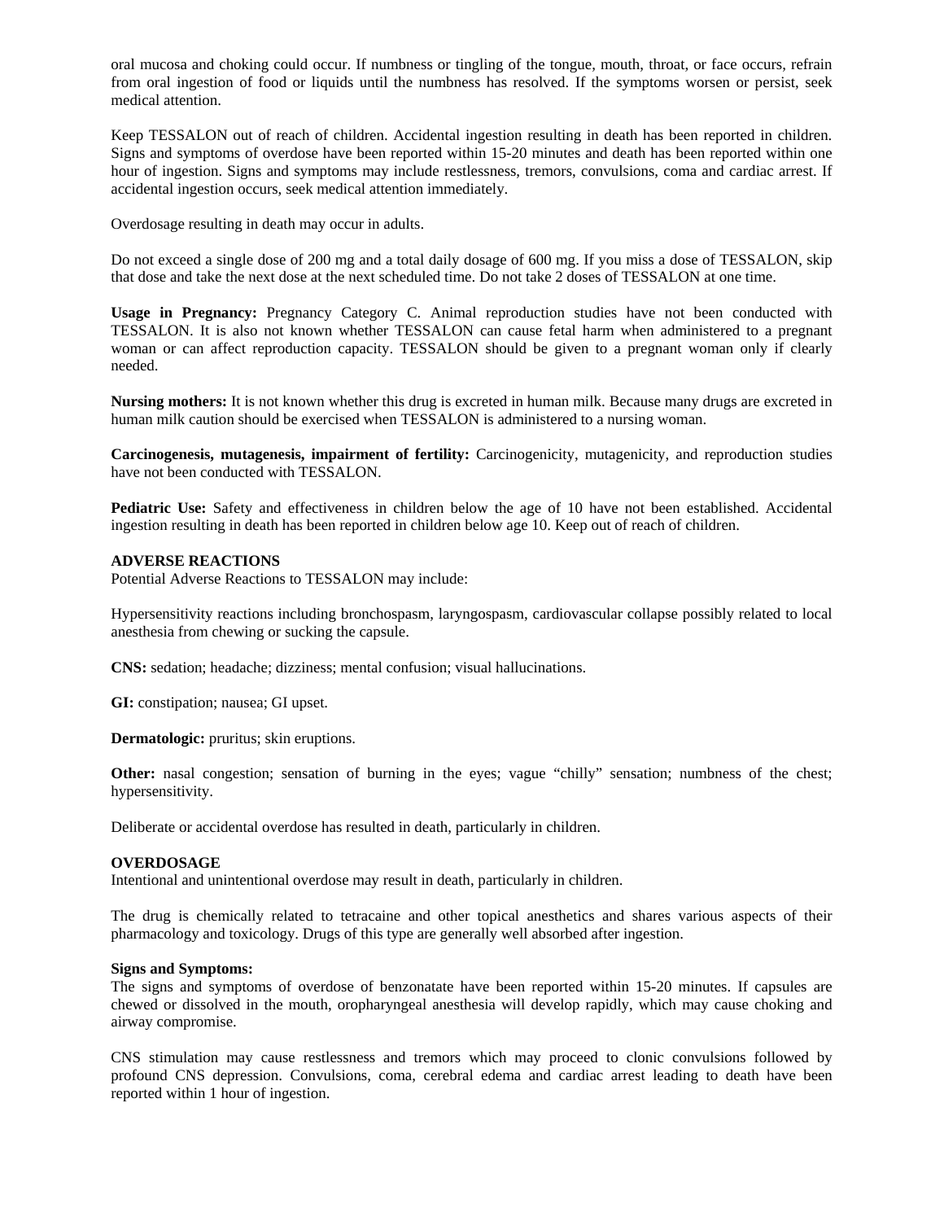oral mucosa and choking could occur. If numbness or tingling of the tongue, mouth, throat, or face occurs, refrain from oral ingestion of food or liquids until the numbness has resolved. If the symptoms worsen or persist, seek medical attention.

Keep TESSALON out of reach of children. Accidental ingestion resulting in death has been reported in children. Signs and symptoms of overdose have been reported within 15-20 minutes and death has been reported within one hour of ingestion. Signs and symptoms may include restlessness, tremors, convulsions, coma and cardiac arrest. If accidental ingestion occurs, seek medical attention immediately.

Overdosage resulting in death may occur in adults.

Do not exceed a single dose of 200 mg and a total daily dosage of 600 mg. If you miss a dose of TESSALON, skip that dose and take the next dose at the next scheduled time. Do not take 2 doses of TESSALON at one time.

**Usage in Pregnancy:** Pregnancy Category C. Animal reproduction studies have not been conducted with TESSALON. It is also not known whether TESSALON can cause fetal harm when administered to a pregnant woman or can affect reproduction capacity. TESSALON should be given to a pregnant woman only if clearly needed.

**Nursing mothers:** It is not known whether this drug is excreted in human milk. Because many drugs are excreted in human milk caution should be exercised when TESSALON is administered to a nursing woman.

**Carcinogenesis, mutagenesis, impairment of fertility:** Carcinogenicity, mutagenicity, and reproduction studies have not been conducted with TESSALON.

**Pediatric Use:** Safety and effectiveness in children below the age of 10 have not been established. Accidental ingestion resulting in death has been reported in children below age 10. Keep out of reach of children.

## ADVERSE REACTIONS

Potential Adverse Reactions to TESSALON may include:

Hypersensitivity reactions including bronchospasm, laryngospasm, cardiovascular collapse possibly related to local anesthesia from chewing or sucking the capsule.

**CNS:** sedation; headache; dizziness; mental confusion; visual hallucinations.

**GI:** constipation; nausea; GI upset.

**Dermatologic:** pruritus; skin eruptions.

**Other:** nasal congestion; sensation of burning in the eyes; vague "chilly" sensation; numbness of the chest; hypersensitivity.

Deliberate or accidental overdose has resulted in death, particularly in children.

## OVERDOSAGE

Intentional and unintentional overdose may result in death, particularly in children.

The drug is chemically related to tetracaine and other topical anesthetics and shares various aspects of their pharmacology and toxicology. Drugs of this type are generally well absorbed after ingestion.

### Signs and Symptoms:

The signs and symptoms of overdose of benzonatate have been reported within 15-20 minutes. If capsules are chewed or dissolved in the mouth, oropharyngeal anesthesia will develop rapidly, which may cause choking and airway compromise.

CNS stimulation may cause restlessness and tremors which may proceed to clonic convulsions followed by profound CNS depression. Convulsions, coma, cerebral edema and cardiac arrest leading to death have been reported within 1 hour of ingestion.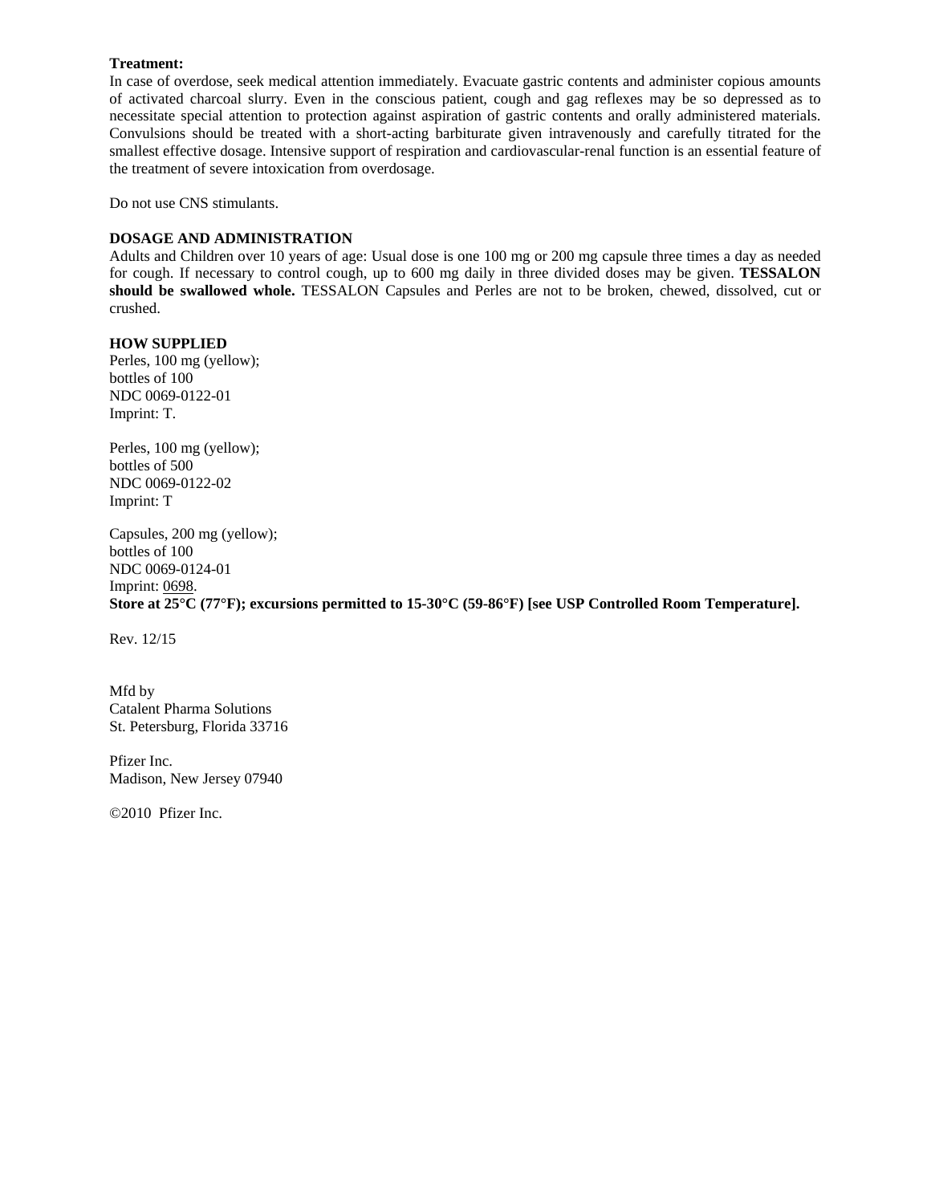**Treatment:**
In case of overdose, seek medical attention immediately. Evacuate gastric contents and administer copious amounts of activated charcoal slurry. Even in the conscious patient, cough and gag reflexes may be so depressed as to necessitate special attention to protection against aspiration of gastric contents and orally administered materials. Convulsions should be treated with a short-acting barbiturate given intravenously and carefully titrated for the smallest effective dosage. Intensive support of respiration and cardiovascular-renal function is an essential feature of the treatment of severe intoxication from overdosage.

Do not use CNS stimulants.

**DOSAGE AND ADMINISTRATION**
Adults and Children over 10 years of age: Usual dose is one 100 mg or 200 mg capsule three times a day as needed for cough. If necessary to control cough, up to 600 mg daily in three divided doses may be given. **TESSALON should be swallowed whole.** TESSALON Capsules and Perles are not to be broken, chewed, dissolved, cut or crushed.

**HOW SUPPLIED**
Perles, 100 mg (yellow);
bottles of 100
NDC 0069-0122-01
Imprint: T.

Perles, 100 mg (yellow);
bottles of 500
NDC 0069-0122-02
Imprint: T

Capsules, 200 mg (yellow);
bottles of 100
NDC 0069-0124-01
Imprint: 0698.
**Store at 25°C (77°F); excursions permitted to 15-30°C (59-86°F) [see USP Controlled Room Temperature].**

Rev. 12/15

Mfd by
Catalent Pharma Solutions
St. Petersburg, Florida 33716

Pfizer Inc.
Madison, New Jersey 07940

©2010 Pfizer Inc.